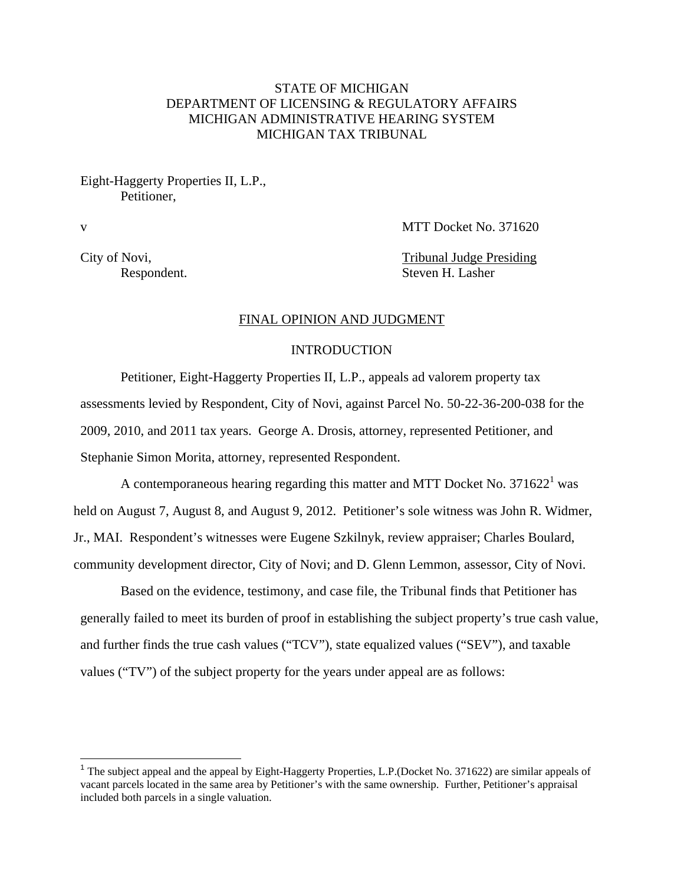STATE OF MICHIGAN
DEPARTMENT OF LICENSING & REGULATORY AFFAIRS
MICHIGAN ADMINISTRATIVE HEARING SYSTEM
MICHIGAN TAX TRIBUNAL

Eight-Haggerty Properties II, L.P.,
Petitioner,

v MTT Docket No. 371620

City of Novi, Tribunal Judge Presiding
Respondent. Steven H. Lasher

## FINAL OPINION AND JUDGMENT

### INTRODUCTION

Petitioner, Eight-Haggerty Properties II, L.P., appeals ad valorem property tax assessments levied by Respondent, City of Novi, against Parcel No. 50-22-36-200-038 for the 2009, 2010, and 2011 tax years. George A. Drosis, attorney, represented Petitioner, and Stephanie Simon Morita, attorney, represented Respondent.

A contemporaneous hearing regarding this matter and MTT Docket No. 371622[1] was held on August 7, August 8, and August 9, 2012. Petitioner's sole witness was John R. Widmer, Jr., MAI. Respondent's witnesses were Eugene Szkilnyk, review appraiser; Charles Boulard, community development director, City of Novi; and D. Glenn Lemmon, assessor, City of Novi.

Based on the evidence, testimony, and case file, the Tribunal finds that Petitioner has generally failed to meet its burden of proof in establishing the subject property's true cash value, and further finds the true cash values ("TCV"), state equalized values ("SEV"), and taxable values ("TV") of the subject property for the years under appeal are as follows:

[1] The subject appeal and the appeal by Eight-Haggerty Properties, L.P.(Docket No. 371622) are similar appeals of vacant parcels located in the same area by Petitioner's with the same ownership. Further, Petitioner's appraisal included both parcels in a single valuation.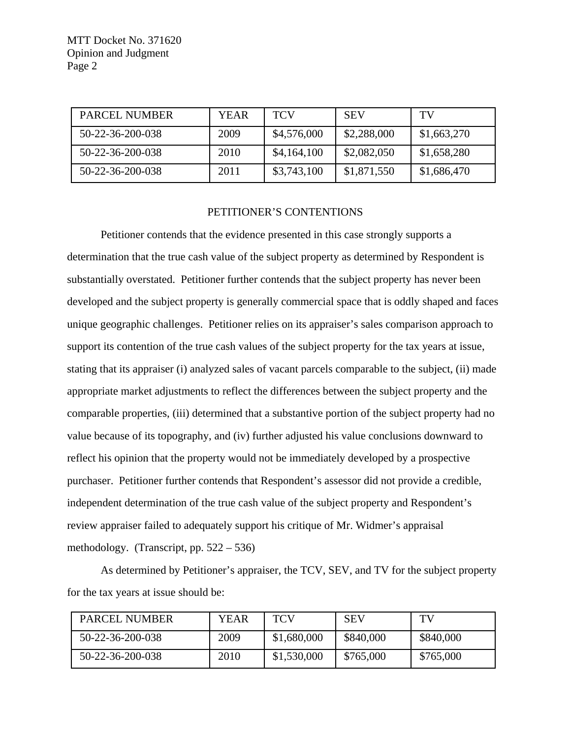| PARCEL NUMBER | YEAR | TCV | SEV | TV |
|---|---|---|---|---|
| 50-22-36-200-038 | 2009 | $4,576,000 | $2,288,000 | $1,663,270 |
| 50-22-36-200-038 | 2010 | $4,164,100 | $2,082,050 | $1,658,280 |
| 50-22-36-200-038 | 2011 | $3,743,100 | $1,871,550 | $1,686,470 |

## PETITIONER'S CONTENTIONS

Petitioner contends that the evidence presented in this case strongly supports a determination that the true cash value of the subject property as determined by Respondent is substantially overstated. Petitioner further contends that the subject property has never been developed and the subject property is generally commercial space that is oddly shaped and faces unique geographic challenges. Petitioner relies on its appraiser's sales comparison approach to support its contention of the true cash values of the subject property for the tax years at issue, stating that its appraiser (i) analyzed sales of vacant parcels comparable to the subject, (ii) made appropriate market adjustments to reflect the differences between the subject property and the comparable properties, (iii) determined that a substantive portion of the subject property had no value because of its topography, and (iv) further adjusted his value conclusions downward to reflect his opinion that the property would not be immediately developed by a prospective purchaser. Petitioner further contends that Respondent's assessor did not provide a credible, independent determination of the true cash value of the subject property and Respondent's review appraiser failed to adequately support his critique of Mr. Widmer's appraisal methodology. (Transcript, pp. 522 – 536)

As determined by Petitioner's appraiser, the TCV, SEV, and TV for the subject property for the tax years at issue should be:

| PARCEL NUMBER | YEAR | TCV | SEV | TV |
|---|---|---|---|---|
| 50-22-36-200-038 | 2009 | $1,680,000 | $840,000 | $840,000 |
| 50-22-36-200-038 | 2010 | $1,530,000 | $765,000 | $765,000 |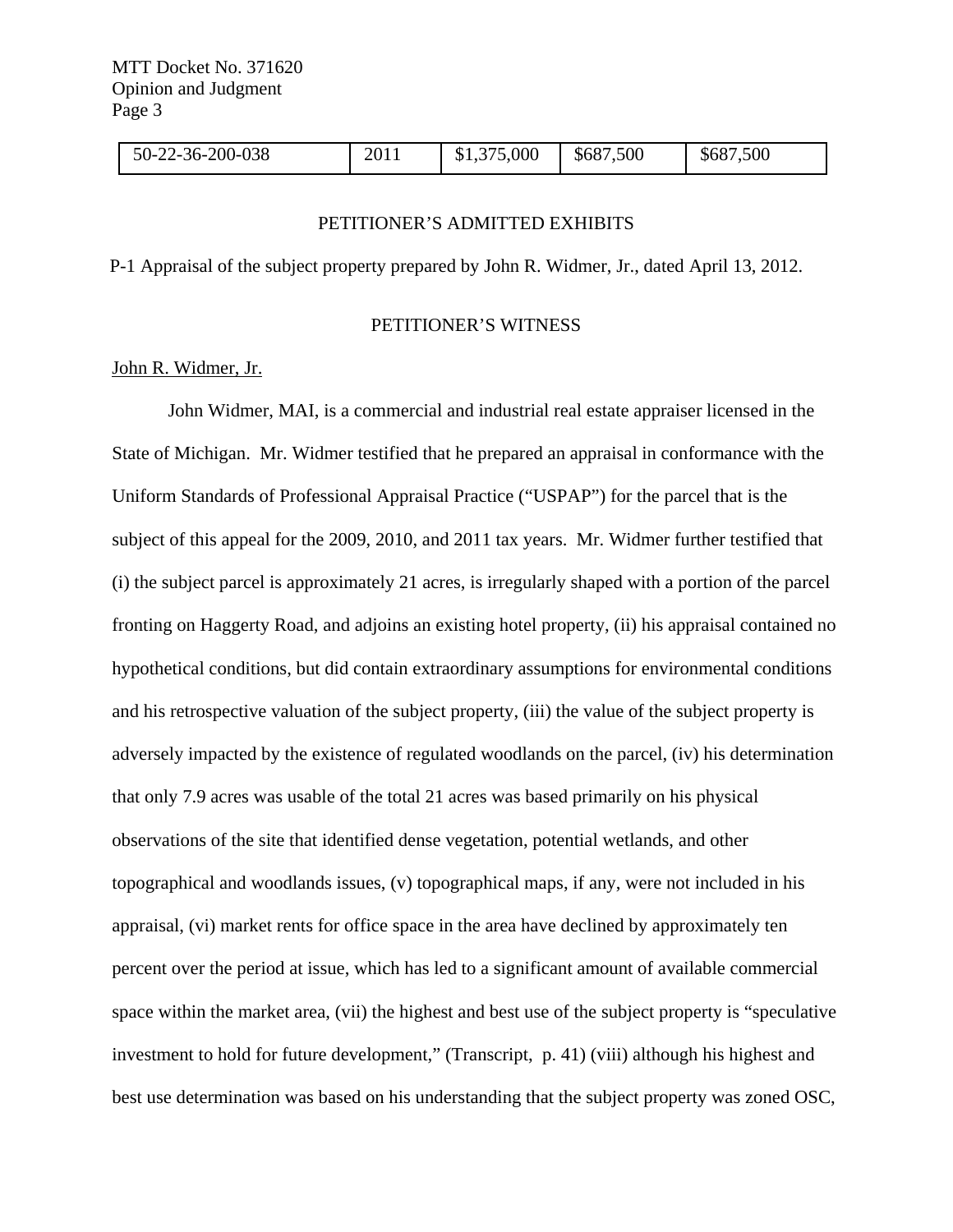| 50-22-36-200-038 | 2011 | $1,375,000 | $687,500 | $687,500 |
|---|---|---|---|---|

PETITIONER'S ADMITTED EXHIBITS

P-1 Appraisal of the subject property prepared by John R. Widmer, Jr., dated April 13, 2012.

PETITIONER'S WITNESS

John R. Widmer, Jr.

John Widmer, MAI, is a commercial and industrial real estate appraiser licensed in the State of Michigan. Mr. Widmer testified that he prepared an appraisal in conformance with the Uniform Standards of Professional Appraisal Practice ("USPAP") for the parcel that is the subject of this appeal for the 2009, 2010, and 2011 tax years. Mr. Widmer further testified that (i) the subject parcel is approximately 21 acres, is irregularly shaped with a portion of the parcel fronting on Haggerty Road, and adjoins an existing hotel property, (ii) his appraisal contained no hypothetical conditions, but did contain extraordinary assumptions for environmental conditions and his retrospective valuation of the subject property, (iii) the value of the subject property is adversely impacted by the existence of regulated woodlands on the parcel, (iv) his determination that only 7.9 acres was usable of the total 21 acres was based primarily on his physical observations of the site that identified dense vegetation, potential wetlands, and other topographical and woodlands issues, (v) topographical maps, if any, were not included in his appraisal, (vi) market rents for office space in the area have declined by approximately ten percent over the period at issue, which has led to a significant amount of available commercial space within the market area, (vii) the highest and best use of the subject property is "speculative investment to hold for future development," (Transcript, p. 41) (viii) although his highest and best use determination was based on his understanding that the subject property was zoned OSC,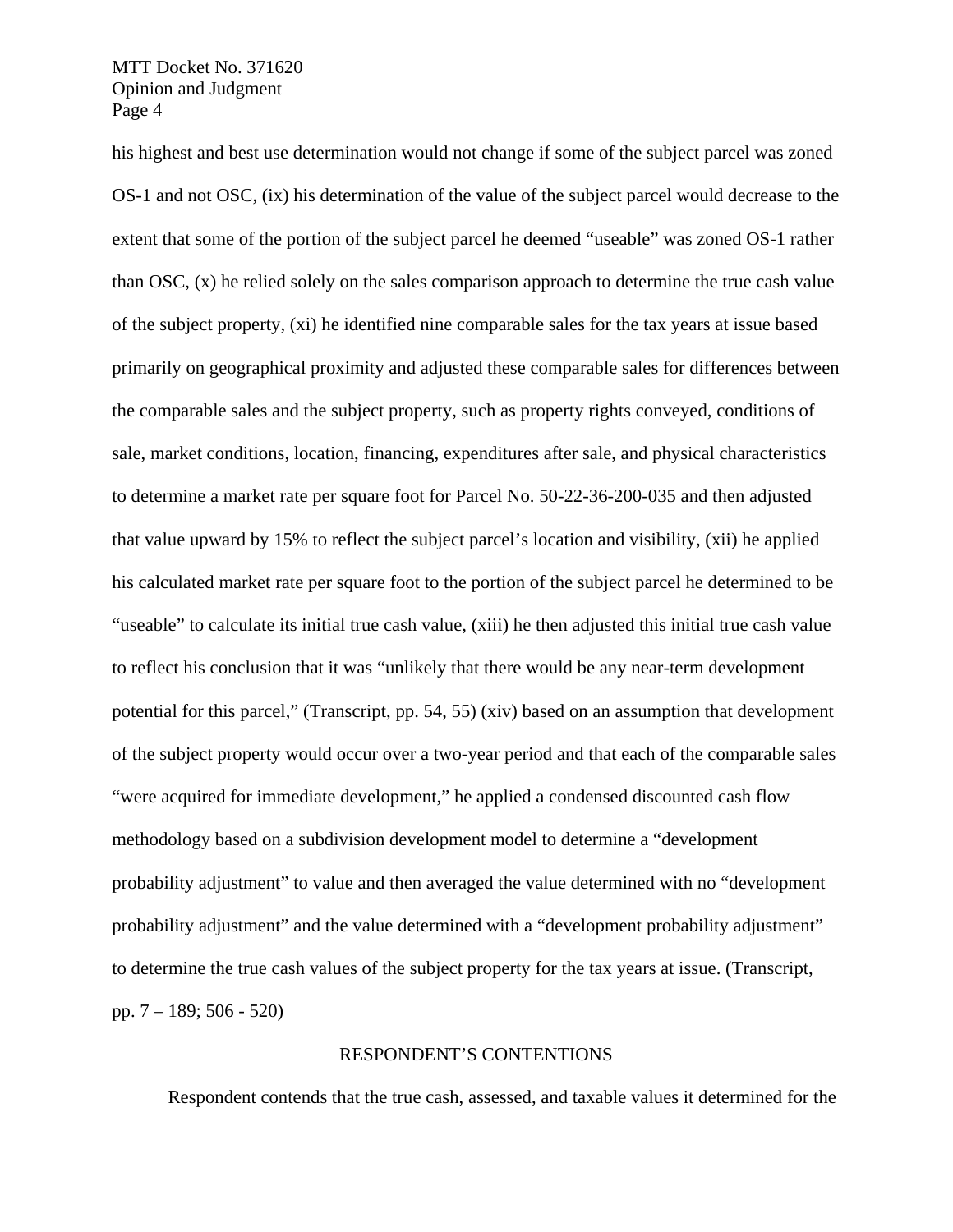his highest and best use determination would not change if some of the subject parcel was zoned OS-1 and not OSC, (ix) his determination of the value of the subject parcel would decrease to the extent that some of the portion of the subject parcel he deemed "useable" was zoned OS-1 rather than OSC, (x) he relied solely on the sales comparison approach to determine the true cash value of the subject property, (xi) he identified nine comparable sales for the tax years at issue based primarily on geographical proximity and adjusted these comparable sales for differences between the comparable sales and the subject property, such as property rights conveyed, conditions of sale, market conditions, location, financing, expenditures after sale, and physical characteristics to determine a market rate per square foot for Parcel No. 50-22-36-200-035 and then adjusted that value upward by 15% to reflect the subject parcel's location and visibility, (xii) he applied his calculated market rate per square foot to the portion of the subject parcel he determined to be "useable" to calculate its initial true cash value, (xiii) he then adjusted this initial true cash value to reflect his conclusion that it was "unlikely that there would be any near-term development potential for this parcel," (Transcript, pp. 54, 55) (xiv) based on an assumption that development of the subject property would occur over a two-year period and that each of the comparable sales "were acquired for immediate development," he applied a condensed discounted cash flow methodology based on a subdivision development model to determine a "development probability adjustment" to value and then averaged the value determined with no "development probability adjustment" and the value determined with a "development probability adjustment" to determine the true cash values of the subject property for the tax years at issue. (Transcript, pp. 7 – 189; 506 - 520)

## RESPONDENT'S CONTENTIONS

Respondent contends that the true cash, assessed, and taxable values it determined for the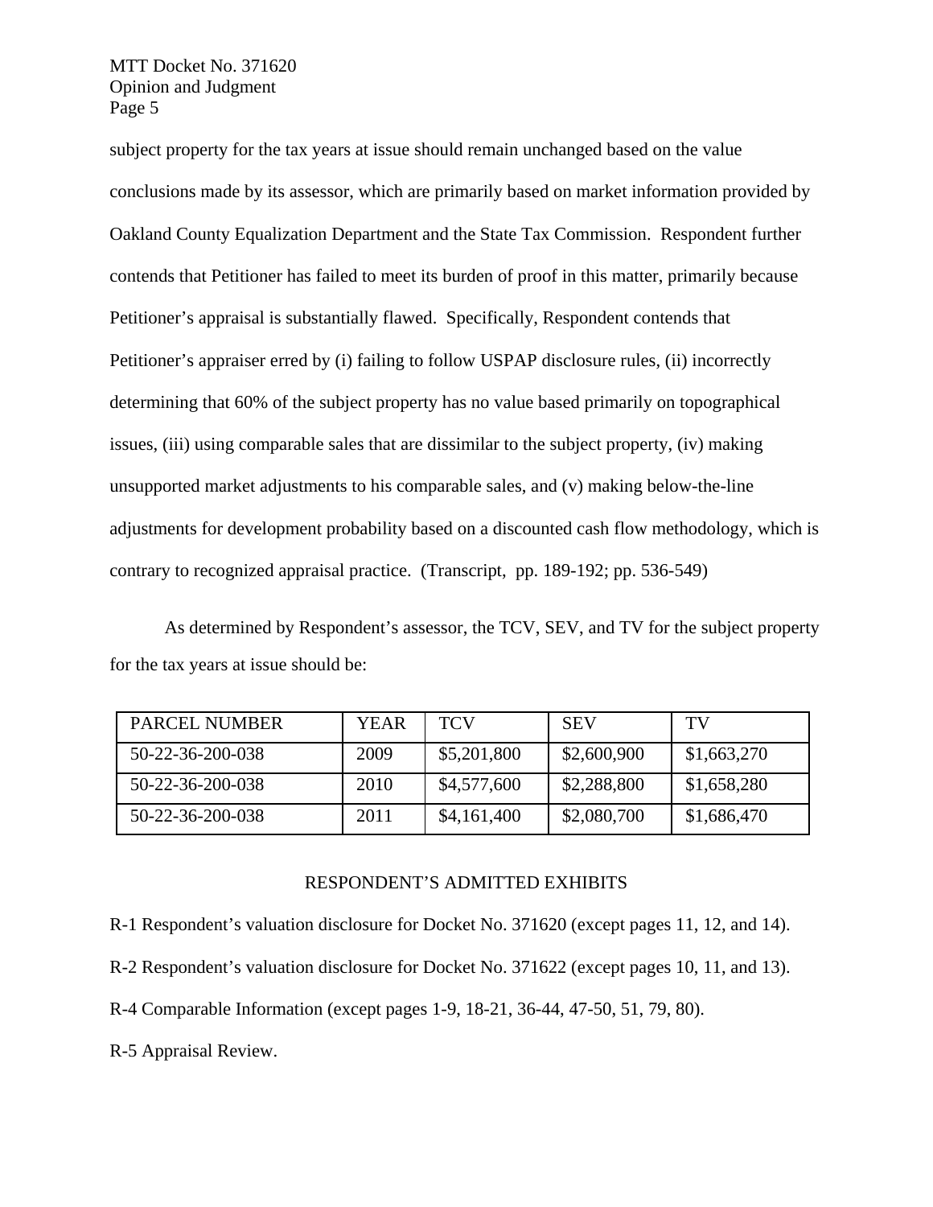subject property for the tax years at issue should remain unchanged based on the value conclusions made by its assessor, which are primarily based on market information provided by Oakland County Equalization Department and the State Tax Commission. Respondent further contends that Petitioner has failed to meet its burden of proof in this matter, primarily because Petitioner's appraisal is substantially flawed. Specifically, Respondent contends that Petitioner's appraiser erred by (i) failing to follow USPAP disclosure rules, (ii) incorrectly determining that 60% of the subject property has no value based primarily on topographical issues, (iii) using comparable sales that are dissimilar to the subject property, (iv) making unsupported market adjustments to his comparable sales, and (v) making below-the-line adjustments for development probability based on a discounted cash flow methodology, which is contrary to recognized appraisal practice. (Transcript, pp. 189-192; pp. 536-549)

As determined by Respondent's assessor, the TCV, SEV, and TV for the subject property for the tax years at issue should be:

| PARCEL NUMBER | YEAR | TCV | SEV | TV |
|---|---|---|---|---|
| 50-22-36-200-038 | 2009 | $5,201,800 | $2,600,900 | $1,663,270 |
| 50-22-36-200-038 | 2010 | $4,577,600 | $2,288,800 | $1,658,280 |
| 50-22-36-200-038 | 2011 | $4,161,400 | $2,080,700 | $1,686,470 |

## RESPONDENT'S ADMITTED EXHIBITS

R-1 Respondent's valuation disclosure for Docket No. 371620 (except pages 11, 12, and 14).

R-2 Respondent's valuation disclosure for Docket No. 371622 (except pages 10, 11, and 13).

R-4 Comparable Information (except pages 1-9, 18-21, 36-44, 47-50, 51, 79, 80).

R-5 Appraisal Review.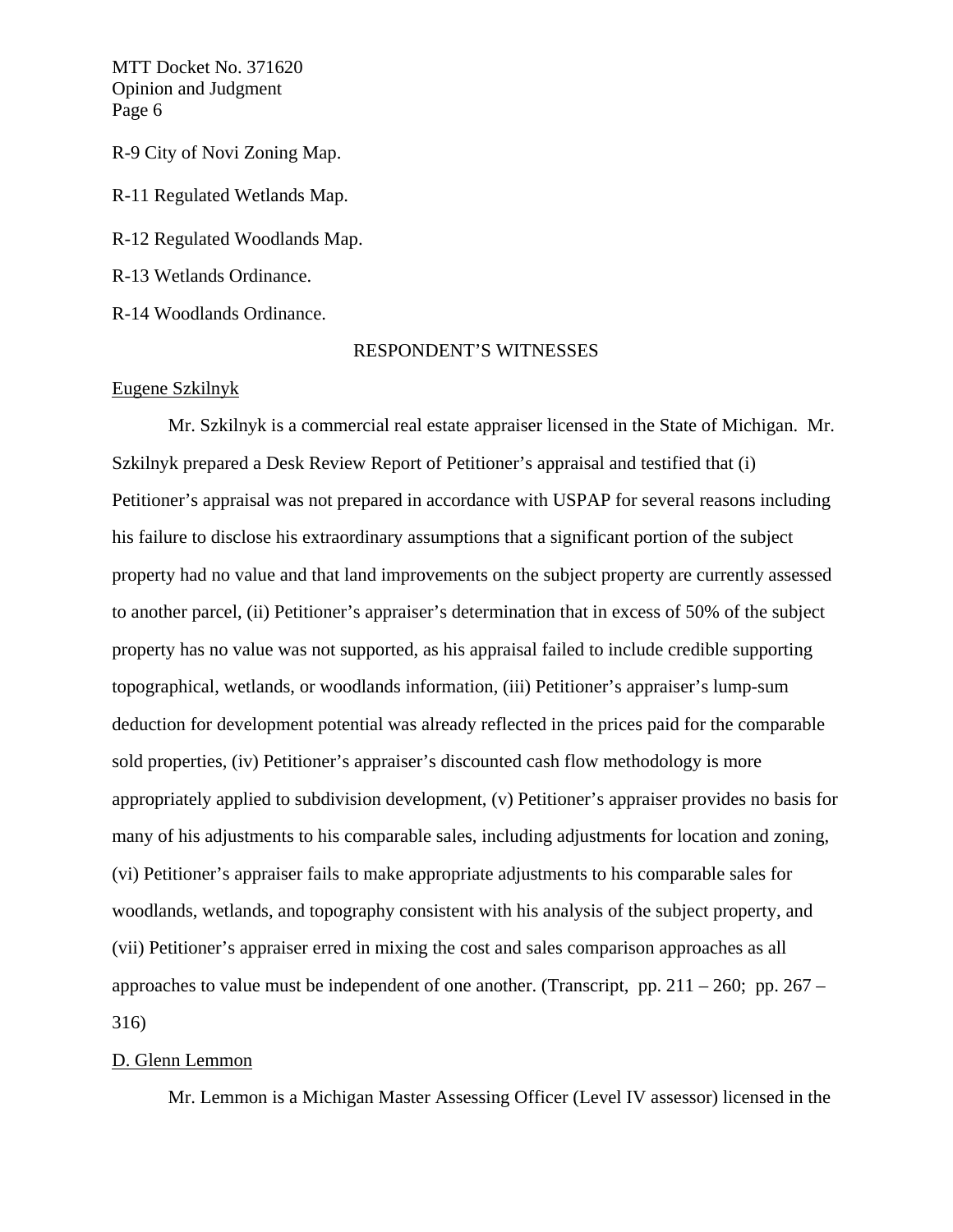R-9 City of Novi Zoning Map.

R-11 Regulated Wetlands Map.

R-12 Regulated Woodlands Map.

R-13 Wetlands Ordinance.

R-14 Woodlands Ordinance.

## RESPONDENT'S WITNESSES

Eugene Szkilnyk

Mr. Szkilnyk is a commercial real estate appraiser licensed in the State of Michigan. Mr. Szkilnyk prepared a Desk Review Report of Petitioner's appraisal and testified that (i) Petitioner's appraisal was not prepared in accordance with USPAP for several reasons including his failure to disclose his extraordinary assumptions that a significant portion of the subject property had no value and that land improvements on the subject property are currently assessed to another parcel, (ii) Petitioner's appraiser's determination that in excess of 50% of the subject property has no value was not supported, as his appraisal failed to include credible supporting topographical, wetlands, or woodlands information, (iii) Petitioner's appraiser's lump-sum deduction for development potential was already reflected in the prices paid for the comparable sold properties, (iv) Petitioner's appraiser's discounted cash flow methodology is more appropriately applied to subdivision development, (v) Petitioner's appraiser provides no basis for many of his adjustments to his comparable sales, including adjustments for location and zoning, (vi) Petitioner's appraiser fails to make appropriate adjustments to his comparable sales for woodlands, wetlands, and topography consistent with his analysis of the subject property, and (vii) Petitioner's appraiser erred in mixing the cost and sales comparison approaches as all approaches to value must be independent of one another. (Transcript, pp. 211 – 260; pp. 267 – 316)

D. Glenn Lemmon

Mr. Lemmon is a Michigan Master Assessing Officer (Level IV assessor) licensed in the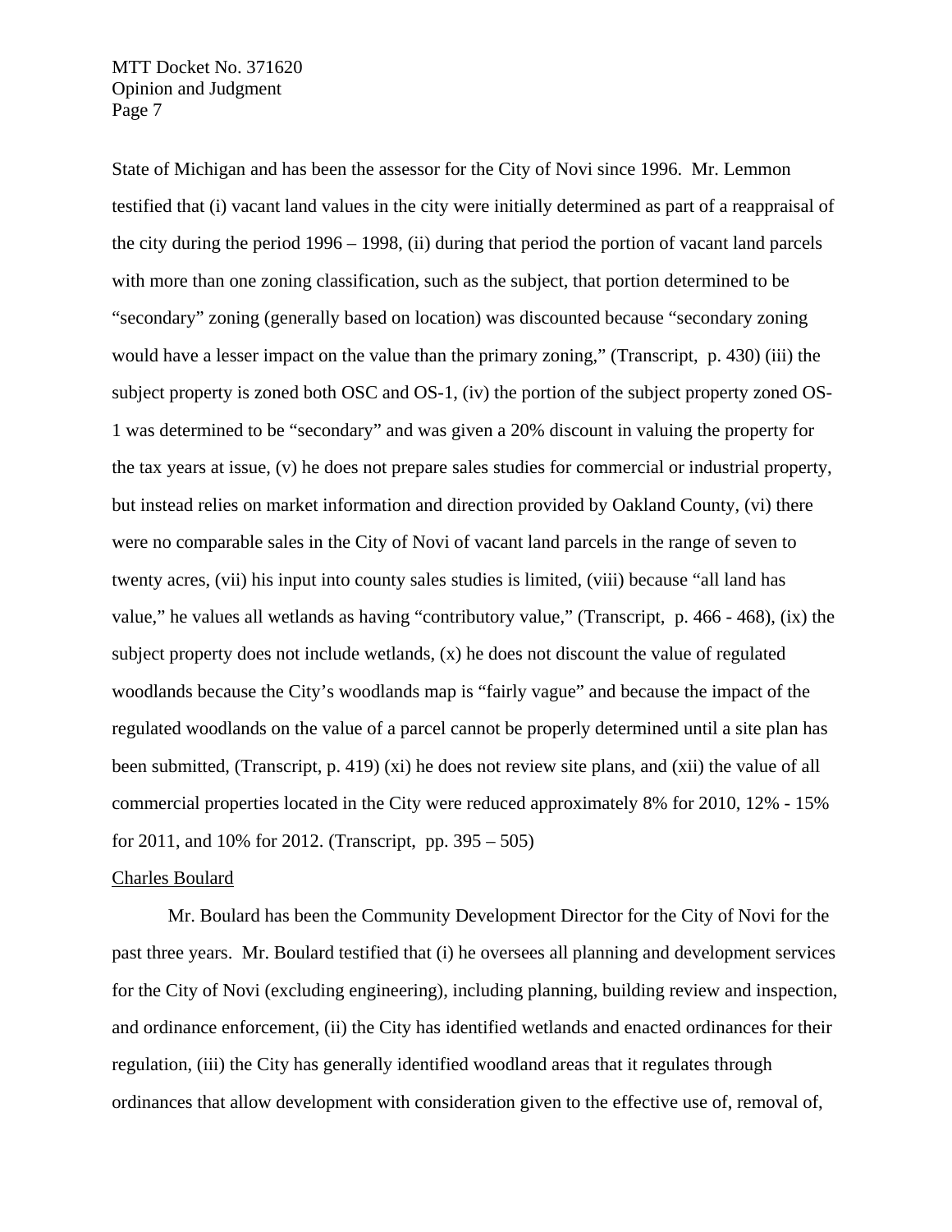State of Michigan and has been the assessor for the City of Novi since 1996. Mr. Lemmon testified that (i) vacant land values in the city were initially determined as part of a reappraisal of the city during the period 1996 – 1998, (ii) during that period the portion of vacant land parcels with more than one zoning classification, such as the subject, that portion determined to be "secondary" zoning (generally based on location) was discounted because "secondary zoning would have a lesser impact on the value than the primary zoning," (Transcript, p. 430) (iii) the subject property is zoned both OSC and OS-1, (iv) the portion of the subject property zoned OS-1 was determined to be "secondary" and was given a 20% discount in valuing the property for the tax years at issue, (v) he does not prepare sales studies for commercial or industrial property, but instead relies on market information and direction provided by Oakland County, (vi) there were no comparable sales in the City of Novi of vacant land parcels in the range of seven to twenty acres, (vii) his input into county sales studies is limited, (viii) because "all land has value," he values all wetlands as having "contributory value," (Transcript, p. 466 - 468), (ix) the subject property does not include wetlands, (x) he does not discount the value of regulated woodlands because the City's woodlands map is "fairly vague" and because the impact of the regulated woodlands on the value of a parcel cannot be properly determined until a site plan has been submitted, (Transcript, p. 419) (xi) he does not review site plans, and (xii) the value of all commercial properties located in the City were reduced approximately 8% for 2010, 12% - 15% for 2011, and 10% for 2012. (Transcript, pp. 395 – 505)

Charles Boulard

Mr. Boulard has been the Community Development Director for the City of Novi for the past three years. Mr. Boulard testified that (i) he oversees all planning and development services for the City of Novi (excluding engineering), including planning, building review and inspection, and ordinance enforcement, (ii) the City has identified wetlands and enacted ordinances for their regulation, (iii) the City has generally identified woodland areas that it regulates through ordinances that allow development with consideration given to the effective use of, removal of,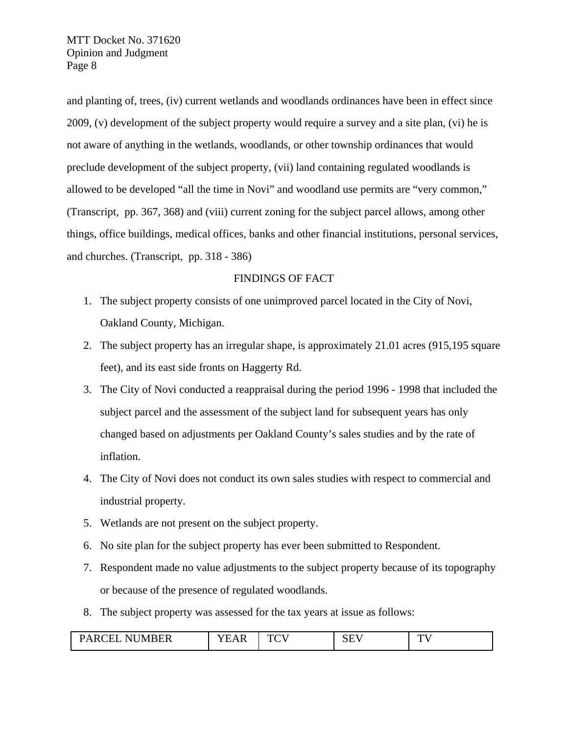and planting of, trees, (iv) current wetlands and woodlands ordinances have been in effect since 2009, (v) development of the subject property would require a survey and a site plan, (vi) he is not aware of anything in the wetlands, woodlands, or other township ordinances that would preclude development of the subject property, (vii) land containing regulated woodlands is allowed to be developed "all the time in Novi" and woodland use permits are "very common," (Transcript, pp. 367, 368) and (viii) current zoning for the subject parcel allows, among other things, office buildings, medical offices, banks and other financial institutions, personal services, and churches. (Transcript, pp. 318 - 386)

## FINDINGS OF FACT

1. The subject property consists of one unimproved parcel located in the City of Novi, Oakland County, Michigan.
2. The subject property has an irregular shape, is approximately 21.01 acres (915,195 square feet), and its east side fronts on Haggerty Rd.
3. The City of Novi conducted a reappraisal during the period 1996 - 1998 that included the subject parcel and the assessment of the subject land for subsequent years has only changed based on adjustments per Oakland County's sales studies and by the rate of inflation.
4. The City of Novi does not conduct its own sales studies with respect to commercial and industrial property.
5. Wetlands are not present on the subject property.
6. No site plan for the subject property has ever been submitted to Respondent.
7. Respondent made no value adjustments to the subject property because of its topography or because of the presence of regulated woodlands.
8. The subject property was assessed for the tax years at issue as follows:

| PARCEL NUMBER | YEAR | TCV | SEV | TV |
|---|---|---|---|---|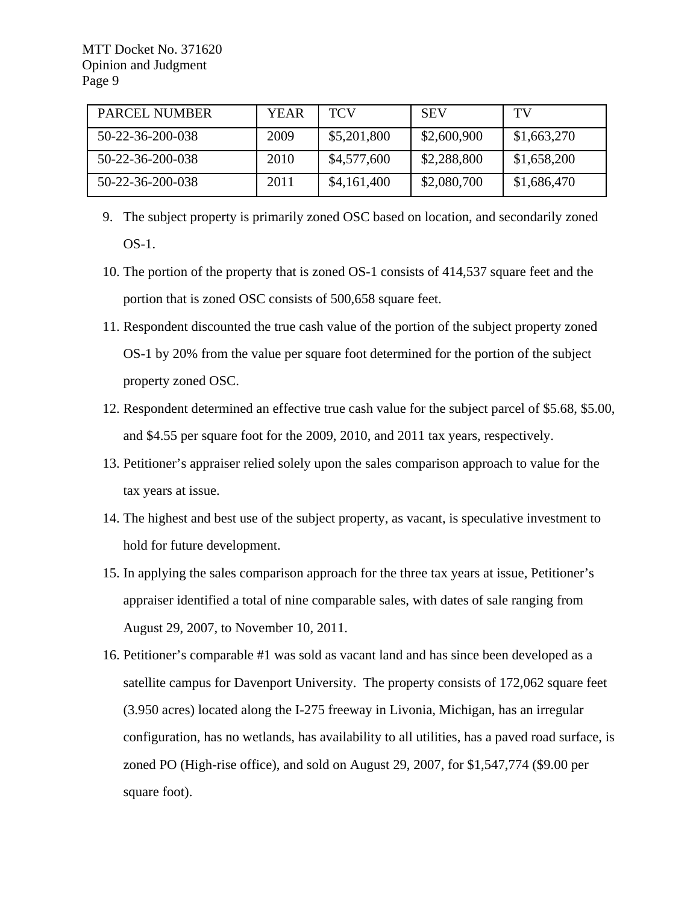| PARCEL NUMBER | YEAR | TCV | SEV | TV |
|---|---|---|---|---|
| 50-22-36-200-038 | 2009 | $5,201,800 | $2,600,900 | $1,663,270 |
| 50-22-36-200-038 | 2010 | $4,577,600 | $2,288,800 | $1,658,200 |
| 50-22-36-200-038 | 2011 | $4,161,400 | $2,080,700 | $1,686,470 |

9. The subject property is primarily zoned OSC based on location, and secondarily zoned OS-1.
10. The portion of the property that is zoned OS-1 consists of 414,537 square feet and the portion that is zoned OSC consists of 500,658 square feet.
11. Respondent discounted the true cash value of the portion of the subject property zoned OS-1 by 20% from the value per square foot determined for the portion of the subject property zoned OSC.
12. Respondent determined an effective true cash value for the subject parcel of $5.68, $5.00, and $4.55 per square foot for the 2009, 2010, and 2011 tax years, respectively.
13. Petitioner's appraiser relied solely upon the sales comparison approach to value for the tax years at issue.
14. The highest and best use of the subject property, as vacant, is speculative investment to hold for future development.
15. In applying the sales comparison approach for the three tax years at issue, Petitioner's appraiser identified a total of nine comparable sales, with dates of sale ranging from August 29, 2007, to November 10, 2011.
16. Petitioner's comparable #1 was sold as vacant land and has since been developed as a satellite campus for Davenport University. The property consists of 172,062 square feet (3.950 acres) located along the I-275 freeway in Livonia, Michigan, has an irregular configuration, has no wetlands, has availability to all utilities, has a paved road surface, is zoned PO (High-rise office), and sold on August 29, 2007, for $1,547,774 ($9.00 per square foot).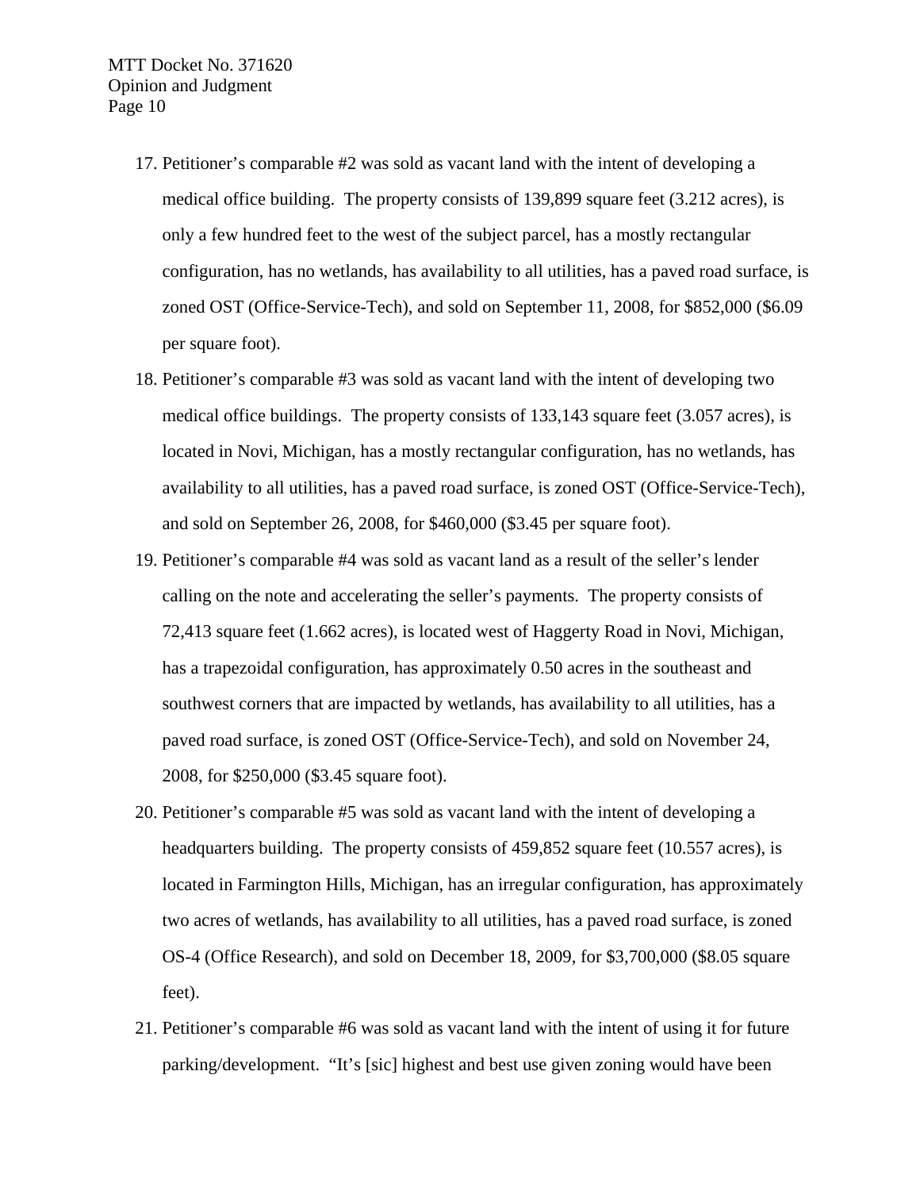17. Petitioner's comparable #2 was sold as vacant land with the intent of developing a medical office building. The property consists of 139,899 square feet (3.212 acres), is only a few hundred feet to the west of the subject parcel, has a mostly rectangular configuration, has no wetlands, has availability to all utilities, has a paved road surface, is zoned OST (Office-Service-Tech), and sold on September 11, 2008, for $852,000 ($6.09 per square foot).
18. Petitioner's comparable #3 was sold as vacant land with the intent of developing two medical office buildings. The property consists of 133,143 square feet (3.057 acres), is located in Novi, Michigan, has a mostly rectangular configuration, has no wetlands, has availability to all utilities, has a paved road surface, is zoned OST (Office-Service-Tech), and sold on September 26, 2008, for $460,000 ($3.45 per square foot).
19. Petitioner's comparable #4 was sold as vacant land as a result of the seller's lender calling on the note and accelerating the seller's payments. The property consists of 72,413 square feet (1.662 acres), is located west of Haggerty Road in Novi, Michigan, has a trapezoidal configuration, has approximately 0.50 acres in the southeast and southwest corners that are impacted by wetlands, has availability to all utilities, has a paved road surface, is zoned OST (Office-Service-Tech), and sold on November 24, 2008, for $250,000 ($3.45 square foot).
20. Petitioner's comparable #5 was sold as vacant land with the intent of developing a headquarters building. The property consists of 459,852 square feet (10.557 acres), is located in Farmington Hills, Michigan, has an irregular configuration, has approximately two acres of wetlands, has availability to all utilities, has a paved road surface, is zoned OS-4 (Office Research), and sold on December 18, 2009, for $3,700,000 ($8.05 square feet).
21. Petitioner's comparable #6 was sold as vacant land with the intent of using it for future parking/development. "It's [sic] highest and best use given zoning would have been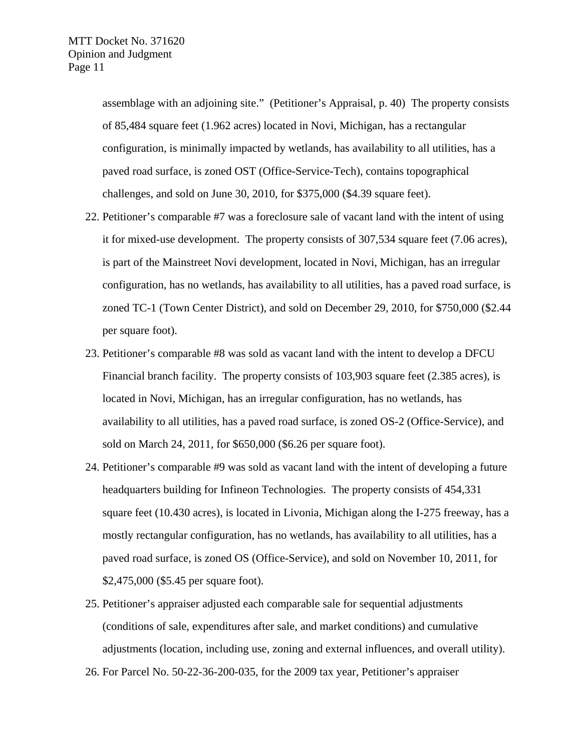assemblage with an adjoining site." (Petitioner's Appraisal, p. 40) The property consists of 85,484 square feet (1.962 acres) located in Novi, Michigan, has a rectangular configuration, is minimally impacted by wetlands, has availability to all utilities, has a paved road surface, is zoned OST (Office-Service-Tech), contains topographical challenges, and sold on June 30, 2010, for $375,000 ($4.39 square feet).

22. Petitioner's comparable #7 was a foreclosure sale of vacant land with the intent of using it for mixed-use development. The property consists of 307,534 square feet (7.06 acres), is part of the Mainstreet Novi development, located in Novi, Michigan, has an irregular configuration, has no wetlands, has availability to all utilities, has a paved road surface, is zoned TC-1 (Town Center District), and sold on December 29, 2010, for $750,000 ($2.44 per square foot).
23. Petitioner's comparable #8 was sold as vacant land with the intent to develop a DFCU Financial branch facility. The property consists of 103,903 square feet (2.385 acres), is located in Novi, Michigan, has an irregular configuration, has no wetlands, has availability to all utilities, has a paved road surface, is zoned OS-2 (Office-Service), and sold on March 24, 2011, for $650,000 ($6.26 per square foot).
24. Petitioner's comparable #9 was sold as vacant land with the intent of developing a future headquarters building for Infineon Technologies. The property consists of 454,331 square feet (10.430 acres), is located in Livonia, Michigan along the I-275 freeway, has a mostly rectangular configuration, has no wetlands, has availability to all utilities, has a paved road surface, is zoned OS (Office-Service), and sold on November 10, 2011, for $2,475,000 ($5.45 per square foot).
25. Petitioner's appraiser adjusted each comparable sale for sequential adjustments (conditions of sale, expenditures after sale, and market conditions) and cumulative adjustments (location, including use, zoning and external influences, and overall utility).
26. For Parcel No. 50-22-36-200-035, for the 2009 tax year, Petitioner's appraiser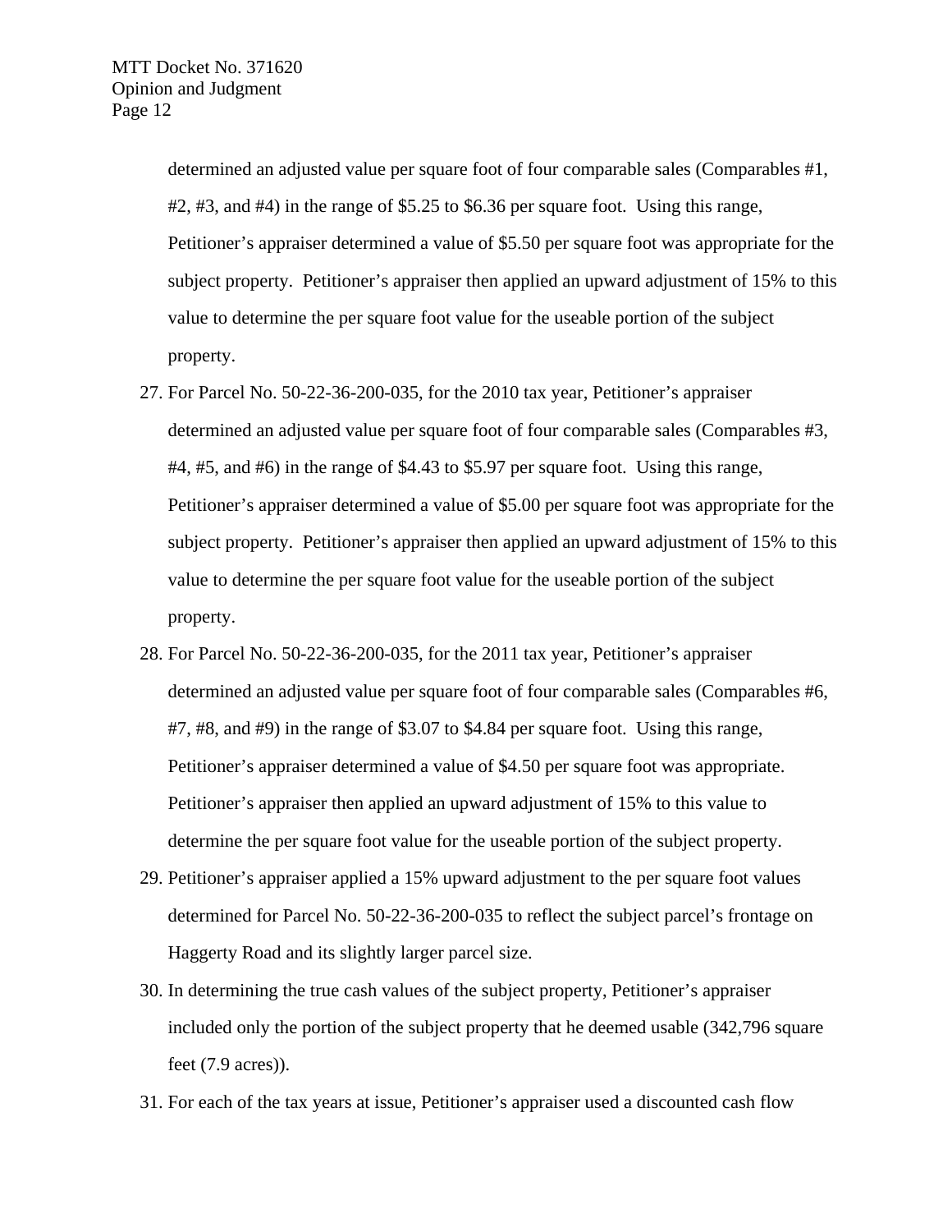determined an adjusted value per square foot of four comparable sales (Comparables #1, #2, #3, and #4) in the range of $5.25 to $6.36 per square foot. Using this range, Petitioner's appraiser determined a value of $5.50 per square foot was appropriate for the subject property. Petitioner's appraiser then applied an upward adjustment of 15% to this value to determine the per square foot value for the useable portion of the subject property.

27. For Parcel No. 50-22-36-200-035, for the 2010 tax year, Petitioner's appraiser determined an adjusted value per square foot of four comparable sales (Comparables #3, #4, #5, and #6) in the range of $4.43 to $5.97 per square foot. Using this range, Petitioner's appraiser determined a value of $5.00 per square foot was appropriate for the subject property. Petitioner's appraiser then applied an upward adjustment of 15% to this value to determine the per square foot value for the useable portion of the subject property.

28. For Parcel No. 50-22-36-200-035, for the 2011 tax year, Petitioner's appraiser determined an adjusted value per square foot of four comparable sales (Comparables #6, #7, #8, and #9) in the range of $3.07 to $4.84 per square foot. Using this range, Petitioner's appraiser determined a value of $4.50 per square foot was appropriate. Petitioner's appraiser then applied an upward adjustment of 15% to this value to determine the per square foot value for the useable portion of the subject property.

29. Petitioner's appraiser applied a 15% upward adjustment to the per square foot values determined for Parcel No. 50-22-36-200-035 to reflect the subject parcel's frontage on Haggerty Road and its slightly larger parcel size.

30. In determining the true cash values of the subject property, Petitioner's appraiser included only the portion of the subject property that he deemed usable (342,796 square feet (7.9 acres)).

31. For each of the tax years at issue, Petitioner's appraiser used a discounted cash flow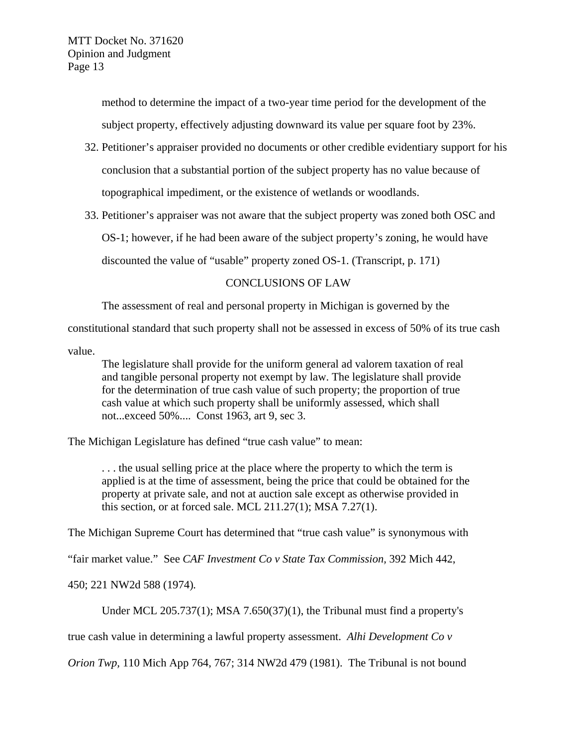method to determine the impact of a two-year time period for the development of the subject property, effectively adjusting downward its value per square foot by 23%.

32. Petitioner's appraiser provided no documents or other credible evidentiary support for his conclusion that a substantial portion of the subject property has no value because of topographical impediment, or the existence of wetlands or woodlands.
33. Petitioner's appraiser was not aware that the subject property was zoned both OSC and OS-1; however, if he had been aware of the subject property's zoning, he would have discounted the value of "usable" property zoned OS-1. (Transcript, p. 171)

## CONCLUSIONS OF LAW

The assessment of real and personal property in Michigan is governed by the constitutional standard that such property shall not be assessed in excess of 50% of its true cash value.

> The legislature shall provide for the uniform general ad valorem taxation of real and tangible personal property not exempt by law. The legislature shall provide for the determination of true cash value of such property; the proportion of true cash value at which such property shall be uniformly assessed, which shall not...exceed 50%.... Const 1963, art 9, sec 3.

The Michigan Legislature has defined "true cash value" to mean:

> . . . the usual selling price at the place where the property to which the term is applied is at the time of assessment, being the price that could be obtained for the property at private sale, and not at auction sale except as otherwise provided in this section, or at forced sale. MCL 211.27(1); MSA 7.27(1).

The Michigan Supreme Court has determined that "true cash value" is synonymous with "fair market value." See *CAF Investment Co v State Tax Commission*, 392 Mich 442, 450; 221 NW2d 588 (1974).

Under MCL 205.737(1); MSA 7.650(37)(1), the Tribunal must find a property's true cash value in determining a lawful property assessment. *Alhi Development Co v Orion Twp*, 110 Mich App 764, 767; 314 NW2d 479 (1981). The Tribunal is not bound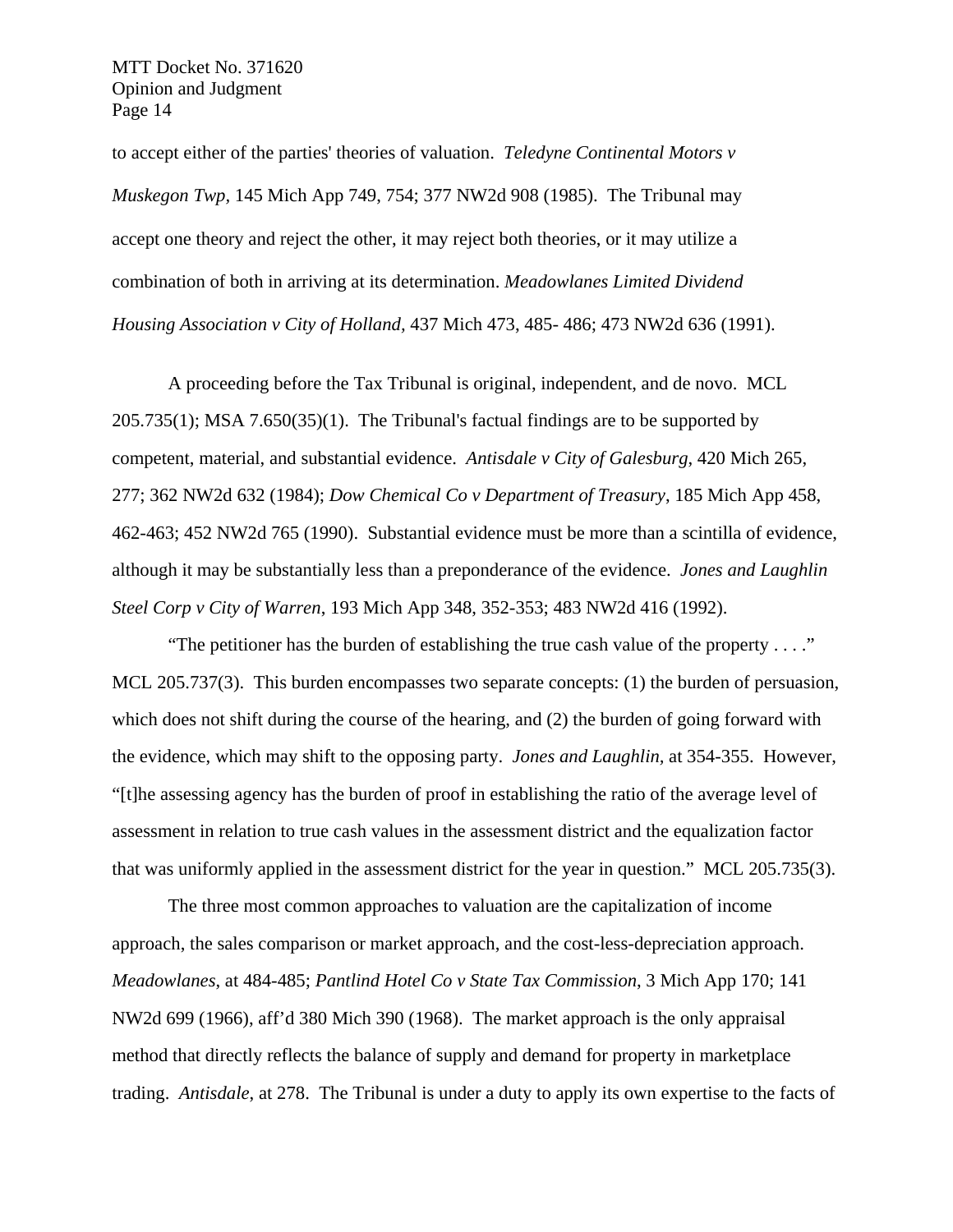to accept either of the parties' theories of valuation. *Teledyne Continental Motors v Muskegon Twp*, 145 Mich App 749, 754; 377 NW2d 908 (1985). The Tribunal may accept one theory and reject the other, it may reject both theories, or it may utilize a combination of both in arriving at its determination. *Meadowlanes Limited Dividend Housing Association v City of Holland*, 437 Mich 473, 485- 486; 473 NW2d 636 (1991).

A proceeding before the Tax Tribunal is original, independent, and de novo. MCL 205.735(1); MSA 7.650(35)(1). The Tribunal's factual findings are to be supported by competent, material, and substantial evidence. *Antisdale v City of Galesburg*, 420 Mich 265, 277; 362 NW2d 632 (1984); *Dow Chemical Co v Department of Treasury*, 185 Mich App 458, 462-463; 452 NW2d 765 (1990). Substantial evidence must be more than a scintilla of evidence, although it may be substantially less than a preponderance of the evidence. *Jones and Laughlin Steel Corp v City of Warren*, 193 Mich App 348, 352-353; 483 NW2d 416 (1992).

"The petitioner has the burden of establishing the true cash value of the property . . . ." MCL 205.737(3). This burden encompasses two separate concepts: (1) the burden of persuasion, which does not shift during the course of the hearing, and (2) the burden of going forward with the evidence, which may shift to the opposing party. *Jones and Laughlin*, at 354-355. However, "[t]he assessing agency has the burden of proof in establishing the ratio of the average level of assessment in relation to true cash values in the assessment district and the equalization factor that was uniformly applied in the assessment district for the year in question." MCL 205.735(3).

The three most common approaches to valuation are the capitalization of income approach, the sales comparison or market approach, and the cost-less-depreciation approach. *Meadowlanes*, at 484-485; *Pantlind Hotel Co v State Tax Commission*, 3 Mich App 170; 141 NW2d 699 (1966), aff'd 380 Mich 390 (1968). The market approach is the only appraisal method that directly reflects the balance of supply and demand for property in marketplace trading. *Antisdale*, at 278. The Tribunal is under a duty to apply its own expertise to the facts of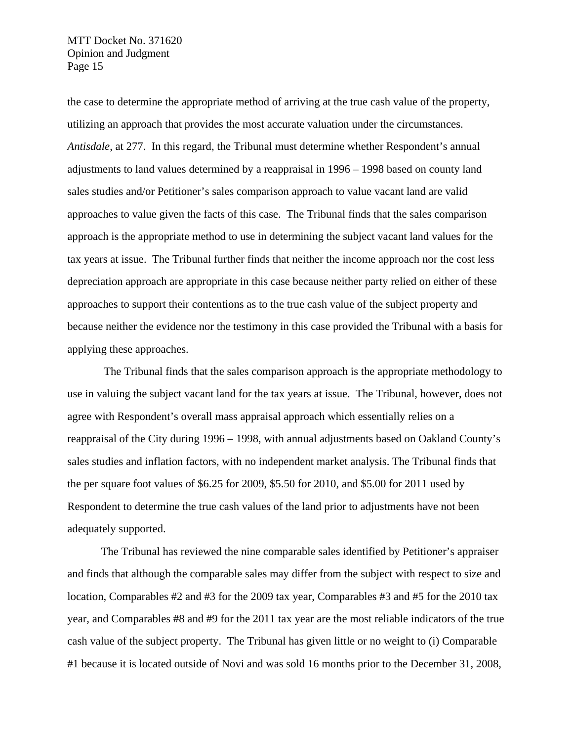the case to determine the appropriate method of arriving at the true cash value of the property, utilizing an approach that provides the most accurate valuation under the circumstances. *Antisdale*, at 277. In this regard, the Tribunal must determine whether Respondent's annual adjustments to land values determined by a reappraisal in 1996 – 1998 based on county land sales studies and/or Petitioner's sales comparison approach to value vacant land are valid approaches to value given the facts of this case. The Tribunal finds that the sales comparison approach is the appropriate method to use in determining the subject vacant land values for the tax years at issue. The Tribunal further finds that neither the income approach nor the cost less depreciation approach are appropriate in this case because neither party relied on either of these approaches to support their contentions as to the true cash value of the subject property and because neither the evidence nor the testimony in this case provided the Tribunal with a basis for applying these approaches.

The Tribunal finds that the sales comparison approach is the appropriate methodology to use in valuing the subject vacant land for the tax years at issue. The Tribunal, however, does not agree with Respondent's overall mass appraisal approach which essentially relies on a reappraisal of the City during 1996 – 1998, with annual adjustments based on Oakland County's sales studies and inflation factors, with no independent market analysis. The Tribunal finds that the per square foot values of $6.25 for 2009, $5.50 for 2010, and $5.00 for 2011 used by Respondent to determine the true cash values of the land prior to adjustments have not been adequately supported.

The Tribunal has reviewed the nine comparable sales identified by Petitioner's appraiser and finds that although the comparable sales may differ from the subject with respect to size and location, Comparables #2 and #3 for the 2009 tax year, Comparables #3 and #5 for the 2010 tax year, and Comparables #8 and #9 for the 2011 tax year are the most reliable indicators of the true cash value of the subject property. The Tribunal has given little or no weight to (i) Comparable #1 because it is located outside of Novi and was sold 16 months prior to the December 31, 2008,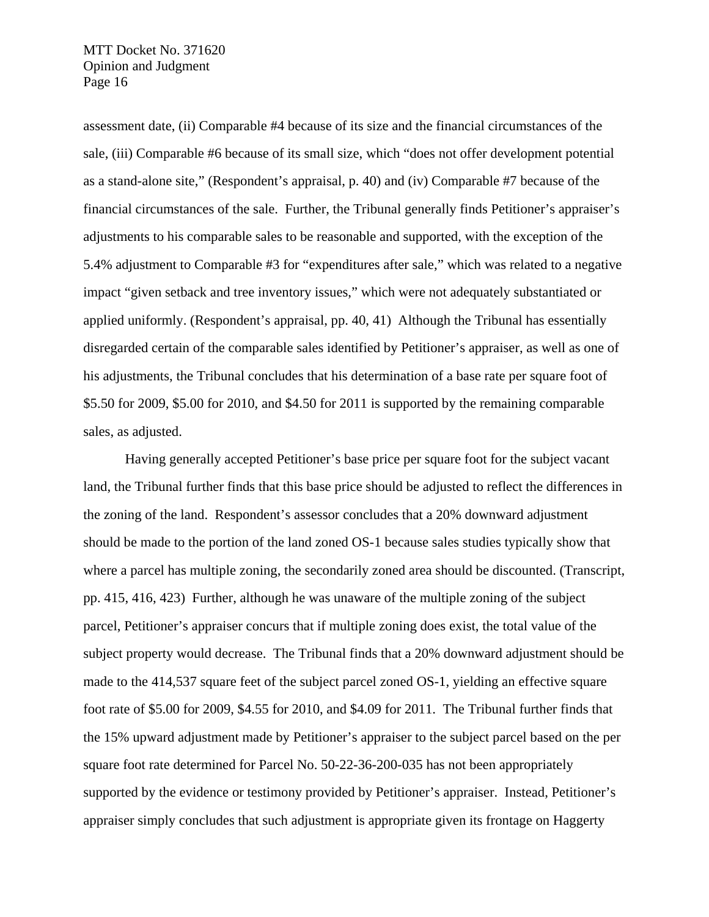assessment date, (ii) Comparable #4 because of its size and the financial circumstances of the sale, (iii) Comparable #6 because of its small size, which "does not offer development potential as a stand-alone site," (Respondent's appraisal, p. 40) and (iv) Comparable #7 because of the financial circumstances of the sale. Further, the Tribunal generally finds Petitioner's appraiser's adjustments to his comparable sales to be reasonable and supported, with the exception of the 5.4% adjustment to Comparable #3 for "expenditures after sale," which was related to a negative impact "given setback and tree inventory issues," which were not adequately substantiated or applied uniformly. (Respondent's appraisal, pp. 40, 41) Although the Tribunal has essentially disregarded certain of the comparable sales identified by Petitioner's appraiser, as well as one of his adjustments, the Tribunal concludes that his determination of a base rate per square foot of $5.50 for 2009, $5.00 for 2010, and $4.50 for 2011 is supported by the remaining comparable sales, as adjusted.

Having generally accepted Petitioner's base price per square foot for the subject vacant land, the Tribunal further finds that this base price should be adjusted to reflect the differences in the zoning of the land. Respondent's assessor concludes that a 20% downward adjustment should be made to the portion of the land zoned OS-1 because sales studies typically show that where a parcel has multiple zoning, the secondarily zoned area should be discounted. (Transcript, pp. 415, 416, 423) Further, although he was unaware of the multiple zoning of the subject parcel, Petitioner's appraiser concurs that if multiple zoning does exist, the total value of the subject property would decrease. The Tribunal finds that a 20% downward adjustment should be made to the 414,537 square feet of the subject parcel zoned OS-1, yielding an effective square foot rate of $5.00 for 2009, $4.55 for 2010, and $4.09 for 2011. The Tribunal further finds that the 15% upward adjustment made by Petitioner's appraiser to the subject parcel based on the per square foot rate determined for Parcel No. 50-22-36-200-035 has not been appropriately supported by the evidence or testimony provided by Petitioner's appraiser. Instead, Petitioner's appraiser simply concludes that such adjustment is appropriate given its frontage on Haggerty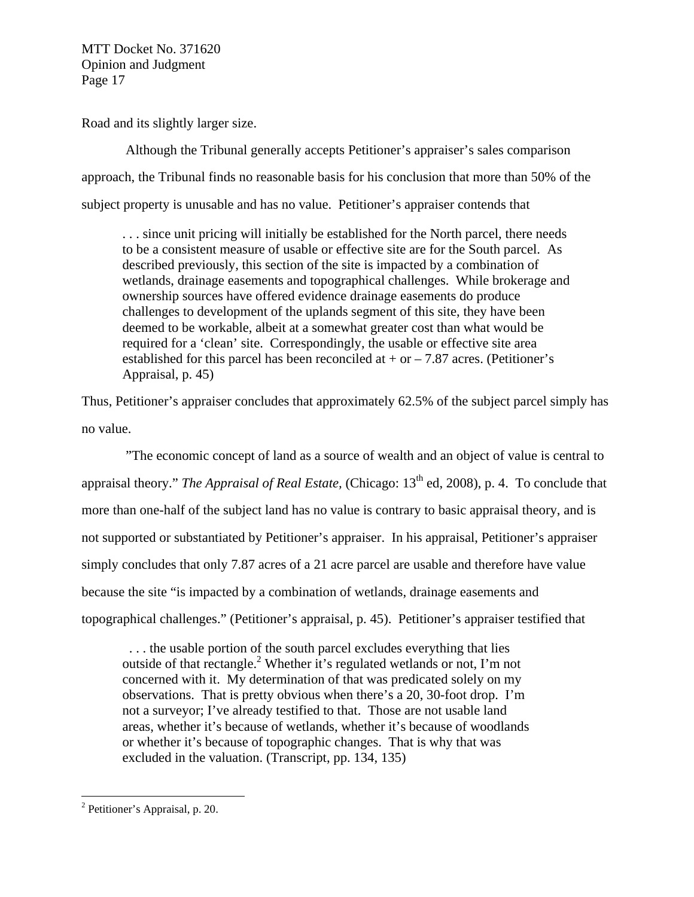Road and its slightly larger size.

Although the Tribunal generally accepts Petitioner's appraiser's sales comparison approach, the Tribunal finds no reasonable basis for his conclusion that more than 50% of the subject property is unusable and has no value. Petitioner's appraiser contends that

> . . . since unit pricing will initially be established for the North parcel, there needs to be a consistent measure of usable or effective site are for the South parcel. As described previously, this section of the site is impacted by a combination of wetlands, drainage easements and topographical challenges. While brokerage and ownership sources have offered evidence drainage easements do produce challenges to development of the uplands segment of this site, they have been deemed to be workable, albeit at a somewhat greater cost than what would be required for a 'clean' site. Correspondingly, the usable or effective site area established for this parcel has been reconciled at + or – 7.87 acres. (Petitioner's Appraisal, p. 45)

Thus, Petitioner's appraiser concludes that approximately 62.5% of the subject parcel simply has no value.

"The economic concept of land as a source of wealth and an object of value is central to appraisal theory." *The Appraisal of Real Estate,* (Chicago: 13th ed, 2008), p. 4. To conclude that more than one-half of the subject land has no value is contrary to basic appraisal theory, and is not supported or substantiated by Petitioner's appraiser. In his appraisal, Petitioner's appraiser simply concludes that only 7.87 acres of a 21 acre parcel are usable and therefore have value because the site "is impacted by a combination of wetlands, drainage easements and topographical challenges." (Petitioner's appraisal, p. 45). Petitioner's appraiser testified that

> . . . the usable portion of the south parcel excludes everything that lies outside of that rectangle.[2] Whether it's regulated wetlands or not, I'm not concerned with it. My determination of that was predicated solely on my observations. That is pretty obvious when there's a 20, 30-foot drop. I'm not a surveyor; I've already testified to that. Those are not usable land areas, whether it's because of wetlands, whether it's because of woodlands or whether it's because of topographic changes. That is why that was excluded in the valuation. (Transcript, pp. 134, 135)

[2] Petitioner's Appraisal, p. 20.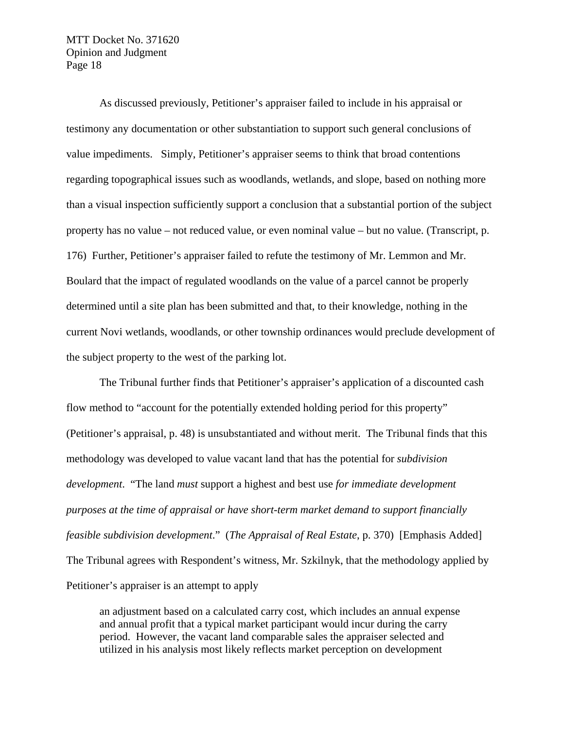As discussed previously, Petitioner's appraiser failed to include in his appraisal or testimony any documentation or other substantiation to support such general conclusions of value impediments. Simply, Petitioner's appraiser seems to think that broad contentions regarding topographical issues such as woodlands, wetlands, and slope, based on nothing more than a visual inspection sufficiently support a conclusion that a substantial portion of the subject property has no value – not reduced value, or even nominal value – but no value. (Transcript, p. 176) Further, Petitioner's appraiser failed to refute the testimony of Mr. Lemmon and Mr. Boulard that the impact of regulated woodlands on the value of a parcel cannot be properly determined until a site plan has been submitted and that, to their knowledge, nothing in the current Novi wetlands, woodlands, or other township ordinances would preclude development of the subject property to the west of the parking lot.

The Tribunal further finds that Petitioner's appraiser's application of a discounted cash flow method to "account for the potentially extended holding period for this property" (Petitioner's appraisal, p. 48) is unsubstantiated and without merit. The Tribunal finds that this methodology was developed to value vacant land that has the potential for *subdivision development*. "The land *must* support a highest and best use *for immediate development purposes at the time of appraisal or have short-term market demand to support financially feasible subdivision development*." (*The Appraisal of Real Estate*, p. 370) [Emphasis Added] The Tribunal agrees with Respondent's witness, Mr. Szkilnyk, that the methodology applied by Petitioner's appraiser is an attempt to apply

> an adjustment based on a calculated carry cost, which includes an annual expense and annual profit that a typical market participant would incur during the carry period. However, the vacant land comparable sales the appraiser selected and utilized in his analysis most likely reflects market perception on development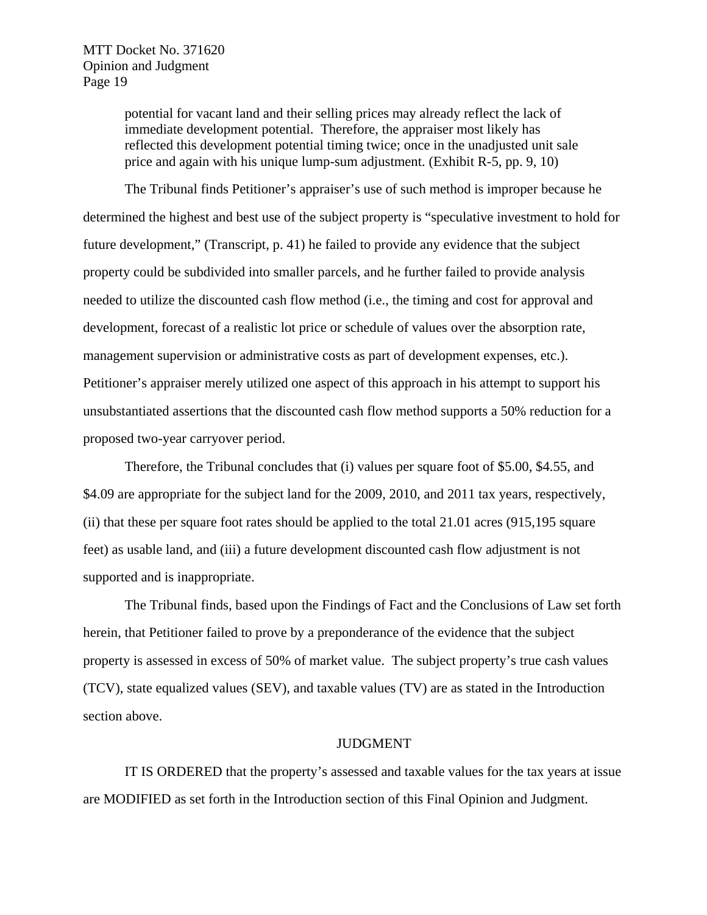> potential for vacant land and their selling prices may already reflect the lack of immediate development potential. Therefore, the appraiser most likely has reflected this development potential timing twice; once in the unadjusted unit sale price and again with his unique lump-sum adjustment. (Exhibit R-5, pp. 9, 10)

The Tribunal finds Petitioner's appraiser's use of such method is improper because he determined the highest and best use of the subject property is "speculative investment to hold for future development," (Transcript, p. 41) he failed to provide any evidence that the subject property could be subdivided into smaller parcels, and he further failed to provide analysis needed to utilize the discounted cash flow method (i.e., the timing and cost for approval and development, forecast of a realistic lot price or schedule of values over the absorption rate, management supervision or administrative costs as part of development expenses, etc.). Petitioner's appraiser merely utilized one aspect of this approach in his attempt to support his unsubstantiated assertions that the discounted cash flow method supports a 50% reduction for a proposed two-year carryover period.

Therefore, the Tribunal concludes that (i) values per square foot of $5.00, $4.55, and $4.09 are appropriate for the subject land for the 2009, 2010, and 2011 tax years, respectively, (ii) that these per square foot rates should be applied to the total 21.01 acres (915,195 square feet) as usable land, and (iii) a future development discounted cash flow adjustment is not supported and is inappropriate.

The Tribunal finds, based upon the Findings of Fact and the Conclusions of Law set forth herein, that Petitioner failed to prove by a preponderance of the evidence that the subject property is assessed in excess of 50% of market value. The subject property's true cash values (TCV), state equalized values (SEV), and taxable values (TV) are as stated in the Introduction section above.

## JUDGMENT

IT IS ORDERED that the property's assessed and taxable values for the tax years at issue are MODIFIED as set forth in the Introduction section of this Final Opinion and Judgment.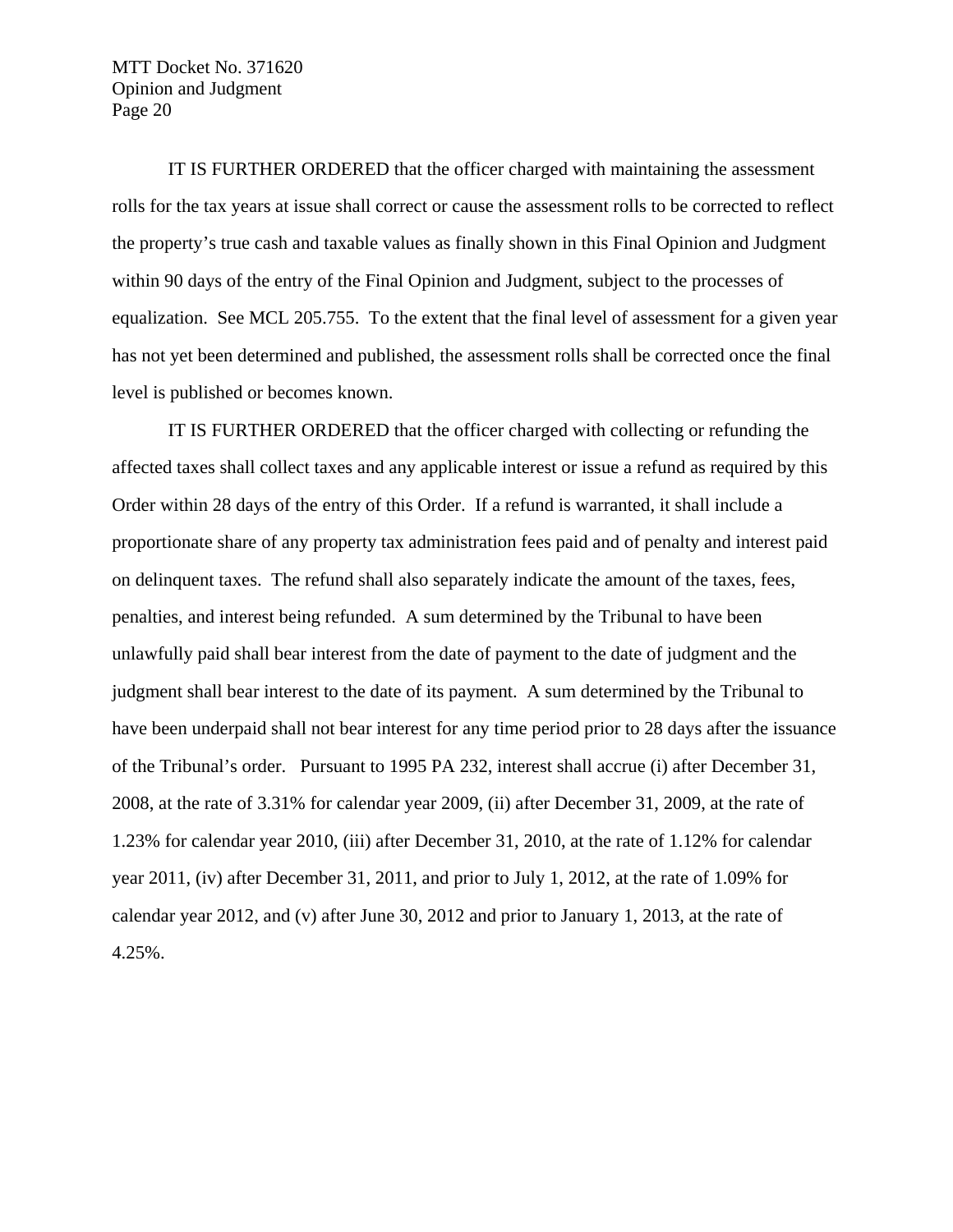IT IS FURTHER ORDERED that the officer charged with maintaining the assessment rolls for the tax years at issue shall correct or cause the assessment rolls to be corrected to reflect the property's true cash and taxable values as finally shown in this Final Opinion and Judgment within 90 days of the entry of the Final Opinion and Judgment, subject to the processes of equalization. See MCL 205.755. To the extent that the final level of assessment for a given year has not yet been determined and published, the assessment rolls shall be corrected once the final level is published or becomes known.

IT IS FURTHER ORDERED that the officer charged with collecting or refunding the affected taxes shall collect taxes and any applicable interest or issue a refund as required by this Order within 28 days of the entry of this Order. If a refund is warranted, it shall include a proportionate share of any property tax administration fees paid and of penalty and interest paid on delinquent taxes. The refund shall also separately indicate the amount of the taxes, fees, penalties, and interest being refunded. A sum determined by the Tribunal to have been unlawfully paid shall bear interest from the date of payment to the date of judgment and the judgment shall bear interest to the date of its payment. A sum determined by the Tribunal to have been underpaid shall not bear interest for any time period prior to 28 days after the issuance of the Tribunal's order. Pursuant to 1995 PA 232, interest shall accrue (i) after December 31, 2008, at the rate of 3.31% for calendar year 2009, (ii) after December 31, 2009, at the rate of 1.23% for calendar year 2010, (iii) after December 31, 2010, at the rate of 1.12% for calendar year 2011, (iv) after December 31, 2011, and prior to July 1, 2012, at the rate of 1.09% for calendar year 2012, and (v) after June 30, 2012 and prior to January 1, 2013, at the rate of 4.25%.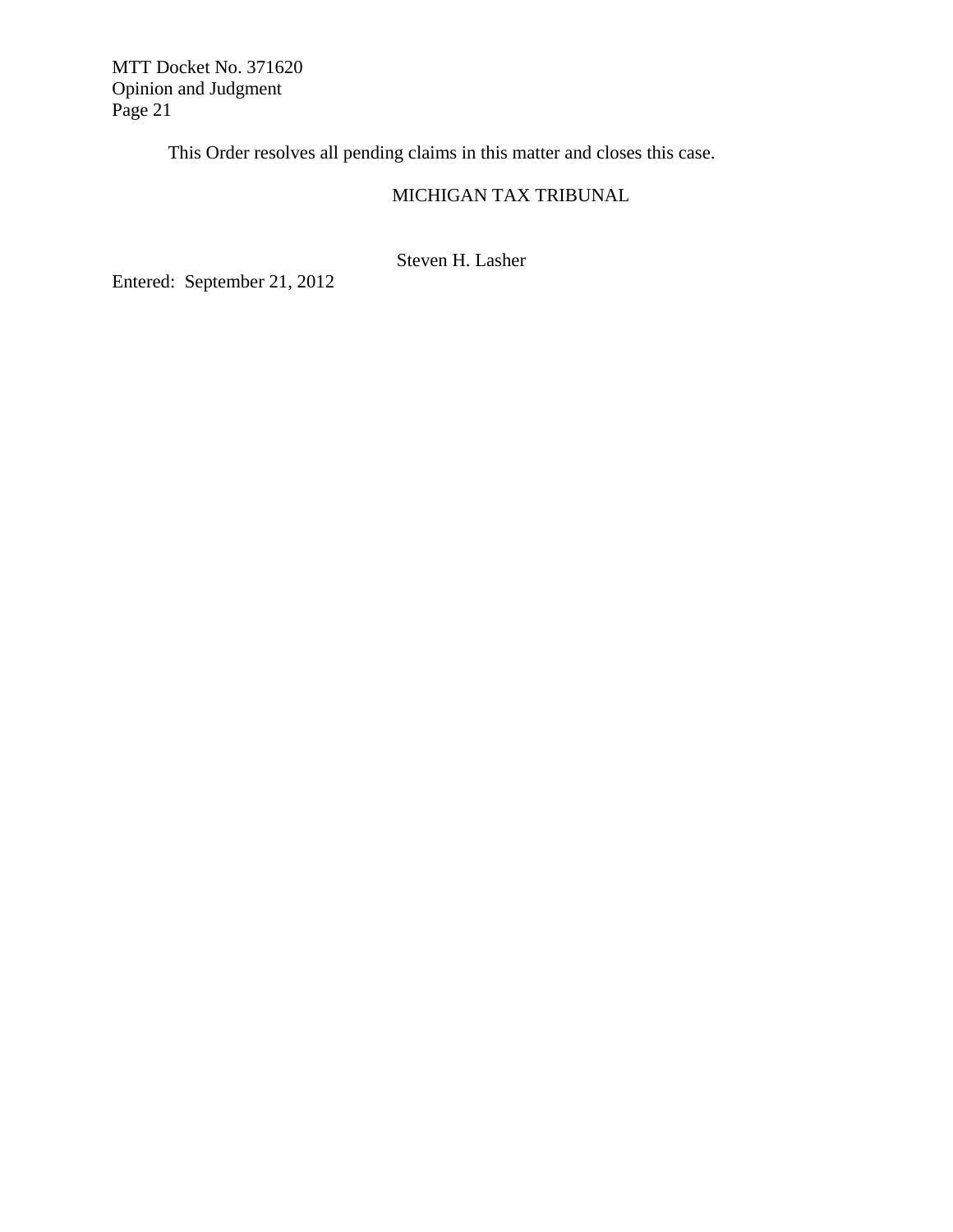This Order resolves all pending claims in this matter and closes this case.

MICHIGAN TAX TRIBUNAL

Steven H. Lasher

Entered: September 21, 2012